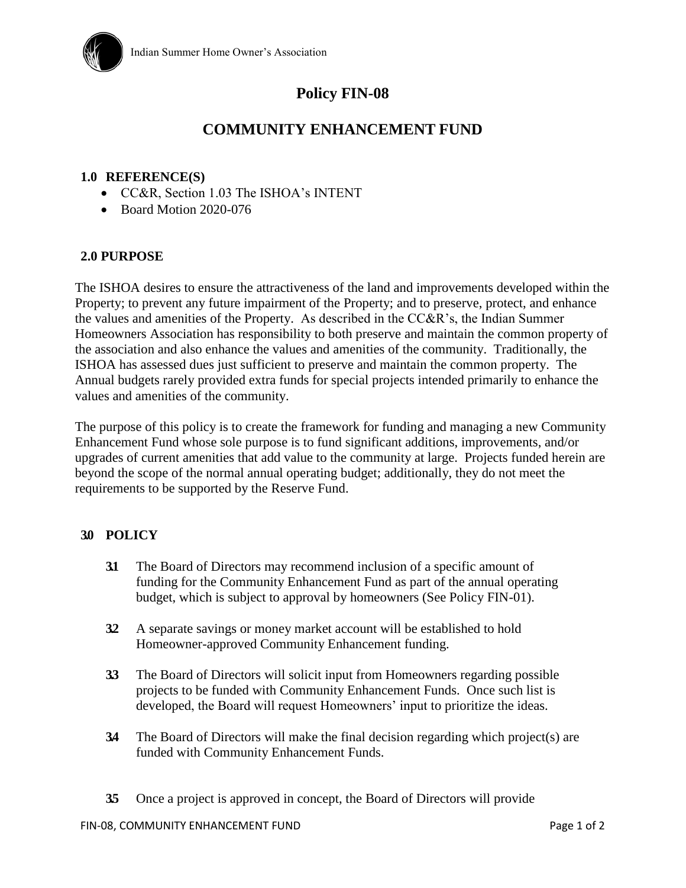Indian Summer Home Owner's Association

# Policy FIN-08

## COMMUNITY ENHANCEMENT FUND

### 1.0 REFERENCE(S)

- CC&R, Section 1.03 The ISHOA's INTENT
- Board Motion 2020-076

### 2.0 PURPOSE

The ISHOA desires to ensure the attractiveness of the land and improvements developed within the Property; to prevent any future impairment of the Property; and to preserve, protect, and enhance the values and amenities of the Property. As described in the CC&R's, the Indian Summer Homeowners Association has responsibility to both preserve and maintain the common property of the association and also enhance the values and amenities of the community. Traditionally, the ISHOA has assessed dues just sufficient to preserve and maintain the common property. The Annual budgets rarely provided extra funds for special projects intended primarily to enhance the values and amenities of the community.

The purpose of this policy is to create the framework for funding and managing a new Community Enhancement Fund whose sole purpose is to fund significant additions, improvements, and/or upgrades of current amenities that add value to the community at large. Projects funded herein are beyond the scope of the normal annual operating budget; additionally, they do not meet the requirements to be supported by the Reserve Fund.

### 3.0 POLICY

**3.1** The Board of Directors may recommend inclusion of a specific amount of funding for the Community Enhancement Fund as part of the annual operating budget, which is subject to approval by homeowners (See Policy FIN-01).

**3.2** A separate savings or money market account will be established to hold Homeowner-approved Community Enhancement funding.

**3.3** The Board of Directors will solicit input from Homeowners regarding possible projects to be funded with Community Enhancement Funds. Once such list is developed, the Board will request Homeowners' input to prioritize the ideas.

**3.4** The Board of Directors will make the final decision regarding which project(s) are funded with Community Enhancement Funds.

**3.5** Once a project is approved in concept, the Board of Directors will provide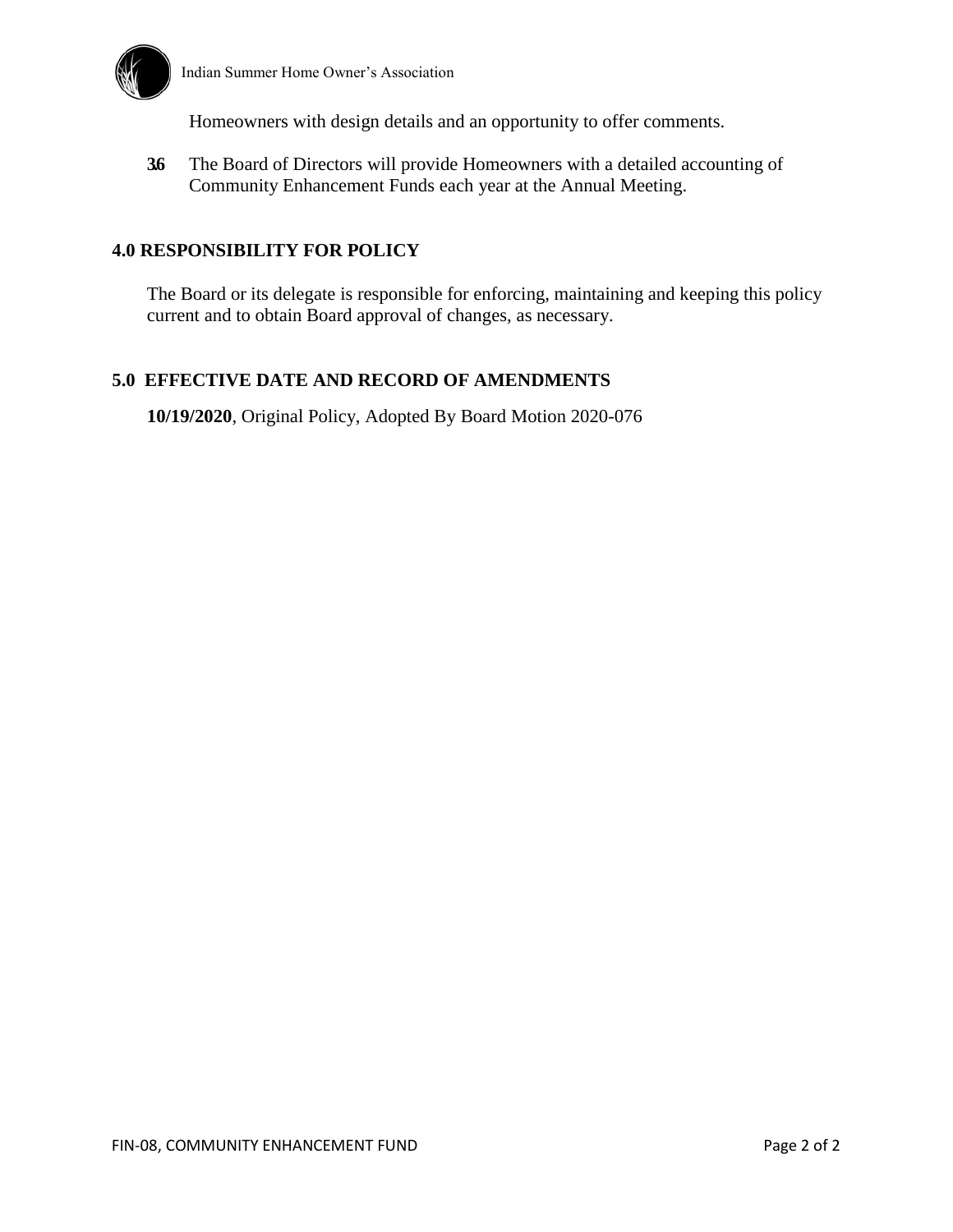Homeowners with design details and an opportunity to offer comments.

**3.6** The Board of Directors will provide Homeowners with a detailed accounting of Community Enhancement Funds each year at the Annual Meeting.

## 4.0 RESPONSIBILITY FOR POLICY

The Board or its delegate is responsible for enforcing, maintaining and keeping this policy current and to obtain Board approval of changes, as necessary.

## 5.0 EFFECTIVE DATE AND RECORD OF AMENDMENTS

**10/19/2020**, Original Policy, Adopted By Board Motion 2020-076